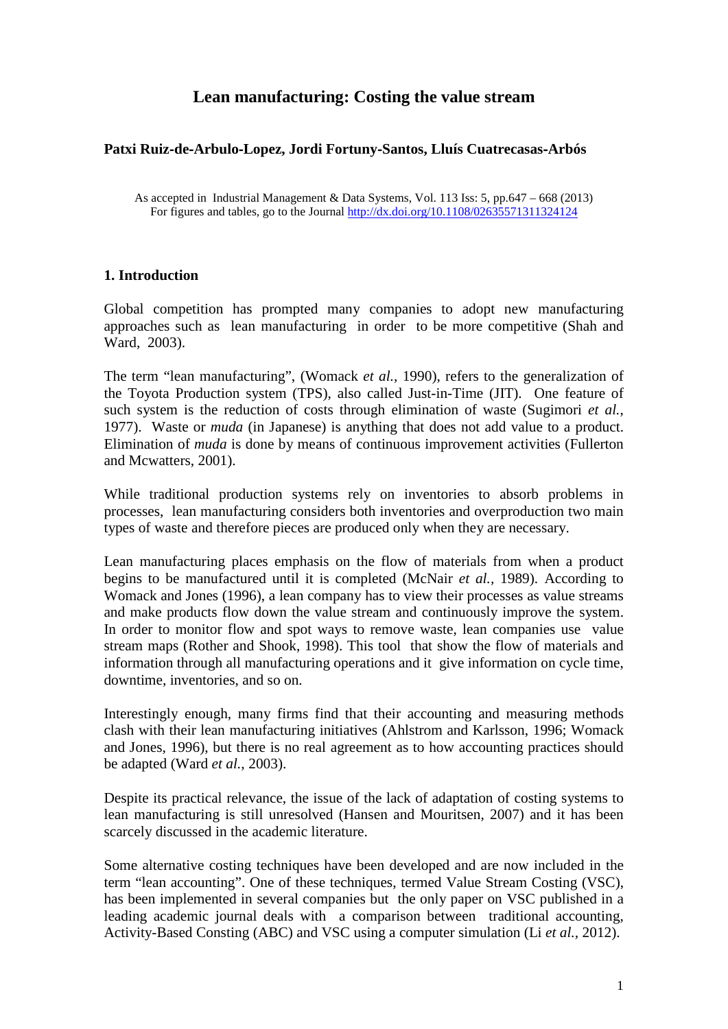# Lean manufacturing: Costing the value stream

**Patxi Ruiz-de-Arbulo-Lopez, Jordi Fortuny-Santos, Lluís Cuatrecasas-Arbós**

As accepted in Industrial Management & Data Systems, Vol. 113 Iss: 5, pp.647 – 668 (2013)
For figures and tables, go to the Journal http://dx.doi.org/10.1108/02635571311324124

## 1. Introduction

Global competition has prompted many companies to adopt new manufacturing approaches such as lean manufacturing in order to be more competitive (Shah and Ward, 2003).

The term "lean manufacturing", (Womack *et al.*, 1990), refers to the generalization of the Toyota Production system (TPS), also called Just-in-Time (JIT). One feature of such system is the reduction of costs through elimination of waste (Sugimori *et al.*, 1977). Waste or *muda* (in Japanese) is anything that does not add value to a product. Elimination of *muda* is done by means of continuous improvement activities (Fullerton and Mcwatters, 2001).

While traditional production systems rely on inventories to absorb problems in processes, lean manufacturing considers both inventories and overproduction two main types of waste and therefore pieces are produced only when they are necessary.

Lean manufacturing places emphasis on the flow of materials from when a product begins to be manufactured until it is completed (McNair *et al.*, 1989). According to Womack and Jones (1996), a lean company has to view their processes as value streams and make products flow down the value stream and continuously improve the system. In order to monitor flow and spot ways to remove waste, lean companies use value stream maps (Rother and Shook, 1998). This tool that show the flow of materials and information through all manufacturing operations and it give information on cycle time, downtime, inventories, and so on.

Interestingly enough, many firms find that their accounting and measuring methods clash with their lean manufacturing initiatives (Ahlstrom and Karlsson, 1996; Womack and Jones, 1996), but there is no real agreement as to how accounting practices should be adapted (Ward *et al.*, 2003).

Despite its practical relevance, the issue of the lack of adaptation of costing systems to lean manufacturing is still unresolved (Hansen and Mouritsen, 2007) and it has been scarcely discussed in the academic literature.

Some alternative costing techniques have been developed and are now included in the term "lean accounting". One of these techniques, termed Value Stream Costing (VSC), has been implemented in several companies but the only paper on VSC published in a leading academic journal deals with a comparison between traditional accounting, Activity-Based Consting (ABC) and VSC using a computer simulation (Li *et al.*, 2012).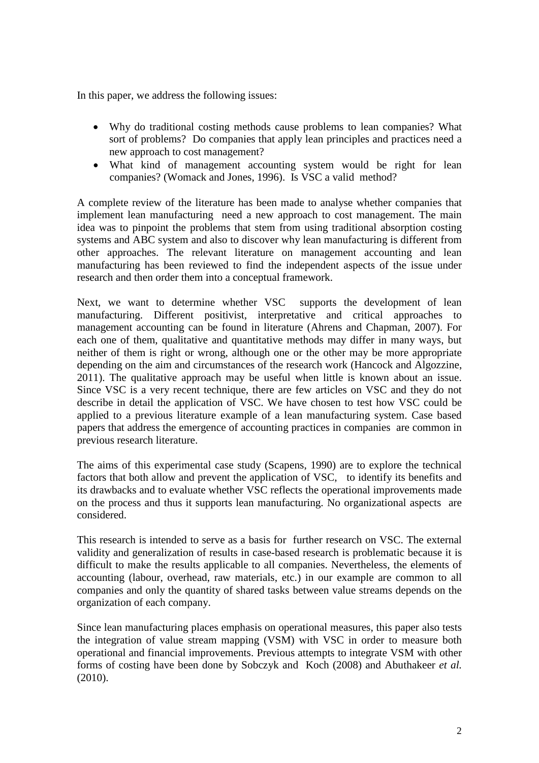In this paper, we address the following issues:

- Why do traditional costing methods cause problems to lean companies? What sort of problems? Do companies that apply lean principles and practices need a new approach to cost management?
- What kind of management accounting system would be right for lean companies? (Womack and Jones, 1996). Is VSC a valid method?

A complete review of the literature has been made to analyse whether companies that implement lean manufacturing need a new approach to cost management. The main idea was to pinpoint the problems that stem from using traditional absorption costing systems and ABC system and also to discover why lean manufacturing is different from other approaches. The relevant literature on management accounting and lean manufacturing has been reviewed to find the independent aspects of the issue under research and then order them into a conceptual framework.

Next, we want to determine whether VSC supports the development of lean manufacturing. Different positivist, interpretative and critical approaches to management accounting can be found in literature (Ahrens and Chapman, 2007). For each one of them, qualitative and quantitative methods may differ in many ways, but neither of them is right or wrong, although one or the other may be more appropriate depending on the aim and circumstances of the research work (Hancock and Algozzine, 2011). The qualitative approach may be useful when little is known about an issue. Since VSC is a very recent technique, there are few articles on VSC and they do not describe in detail the application of VSC. We have chosen to test how VSC could be applied to a previous literature example of a lean manufacturing system. Case based papers that address the emergence of accounting practices in companies are common in previous research literature.

The aims of this experimental case study (Scapens, 1990) are to explore the technical factors that both allow and prevent the application of VSC, to identify its benefits and its drawbacks and to evaluate whether VSC reflects the operational improvements made on the process and thus it supports lean manufacturing. No organizational aspects are considered.

This research is intended to serve as a basis for further research on VSC. The external validity and generalization of results in case-based research is problematic because it is difficult to make the results applicable to all companies. Nevertheless, the elements of accounting (labour, overhead, raw materials, etc.) in our example are common to all companies and only the quantity of shared tasks between value streams depends on the organization of each company.

Since lean manufacturing places emphasis on operational measures, this paper also tests the integration of value stream mapping (VSM) with VSC in order to measure both operational and financial improvements. Previous attempts to integrate VSM with other forms of costing have been done by Sobczyk and Koch (2008) and Abuthakeer *et al.* (2010).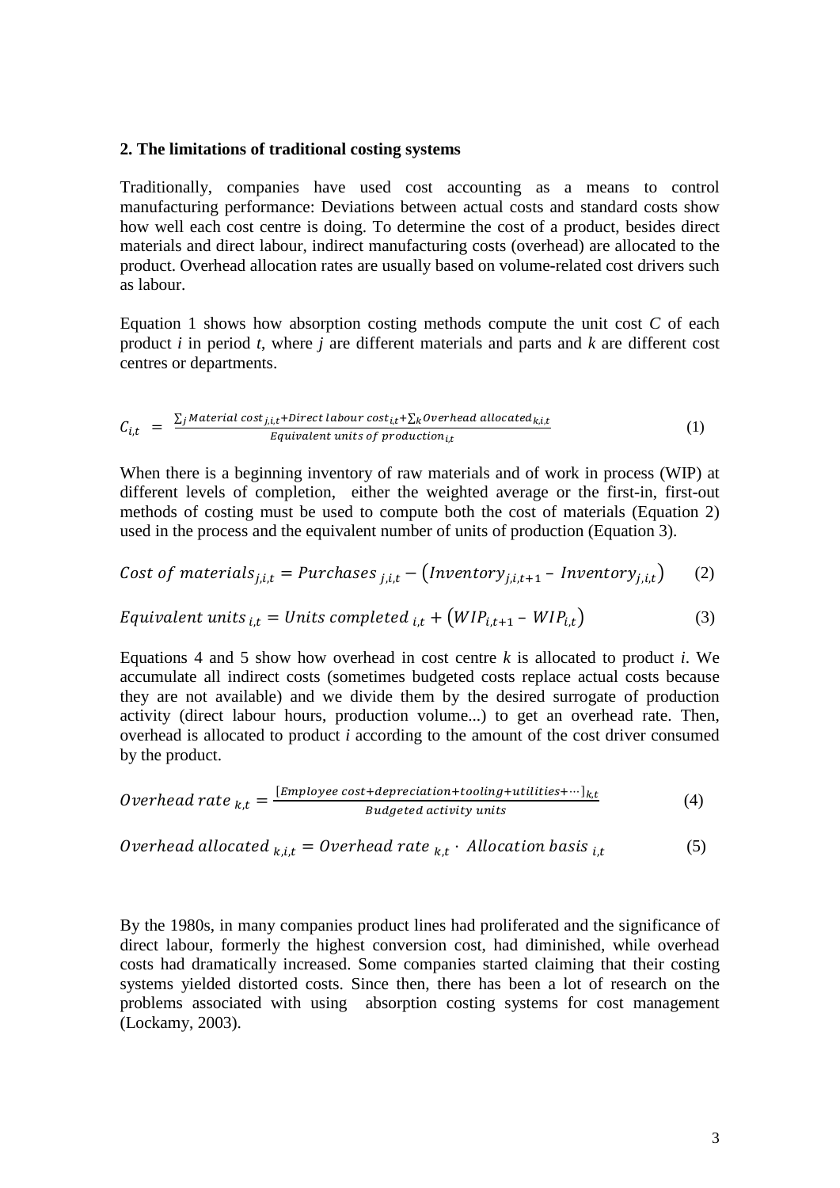## 2. The limitations of traditional costing systems

Traditionally, companies have used cost accounting as a means to control manufacturing performance: Deviations between actual costs and standard costs show how well each cost centre is doing. To determine the cost of a product, besides direct materials and direct labour, indirect manufacturing costs (overhead) are allocated to the product. Overhead allocation rates are usually based on volume-related cost drivers such as labour.

Equation 1 shows how absorption costing methods compute the unit cost $C$ of each product $i$ in period $t$, where $j$ are different materials and parts and $k$ are different cost centres or departments.

$$C_{i,t} = \frac{\sum_j Material\ cost_{j,i,t} + Direct\ labour\ cost_{i,t} + \sum_k Overhead\ allocated_{k,i,t}}{Equivalent\ units\ of\ production_{i,t}} \quad (1)$$

When there is a beginning inventory of raw materials and of work in process (WIP) at different levels of completion, either the weighted average or the first-in, first-out methods of costing must be used to compute both the cost of materials (Equation 2) used in the process and the equivalent number of units of production (Equation 3).

$$Cost\ of\ materials_{j,i,t} = Purchases_{\ j,i,t} - \left(Inventory_{j,i,t+1} - Inventory_{j,i,t}\right) \quad (2)$$

$$Equivalent\ units_{\ i,t} = Units\ completed_{\ i,t} + \left(WIP_{i,t+1} - WIP_{i,t}\right) \quad (3)$$

Equations 4 and 5 show how overhead in cost centre $k$ is allocated to product $i$. We accumulate all indirect costs (sometimes budgeted costs replace actual costs because they are not available) and we divide them by the desired surrogate of production activity (direct labour hours, production volume...) to get an overhead rate. Then, overhead is allocated to product $i$ according to the amount of the cost driver consumed by the product.

$$Overhead\ rate_{\ k,t} = \frac{[Employee\ cost + depreciation + tooling + utilities + \cdots]_{k,t}}{Budgeted\ activity\ units} \quad (4)$$

$$Overhead\ allocated_{\ k,i,t} = Overhead\ rate_{\ k,t} \cdot Allocation\ basis_{\ i,t} \quad (5)$$

By the 1980s, in many companies product lines had proliferated and the significance of direct labour, formerly the highest conversion cost, had diminished, while overhead costs had dramatically increased. Some companies started claiming that their costing systems yielded distorted costs. Since then, there has been a lot of research on the problems associated with using absorption costing systems for cost management (Lockamy, 2003).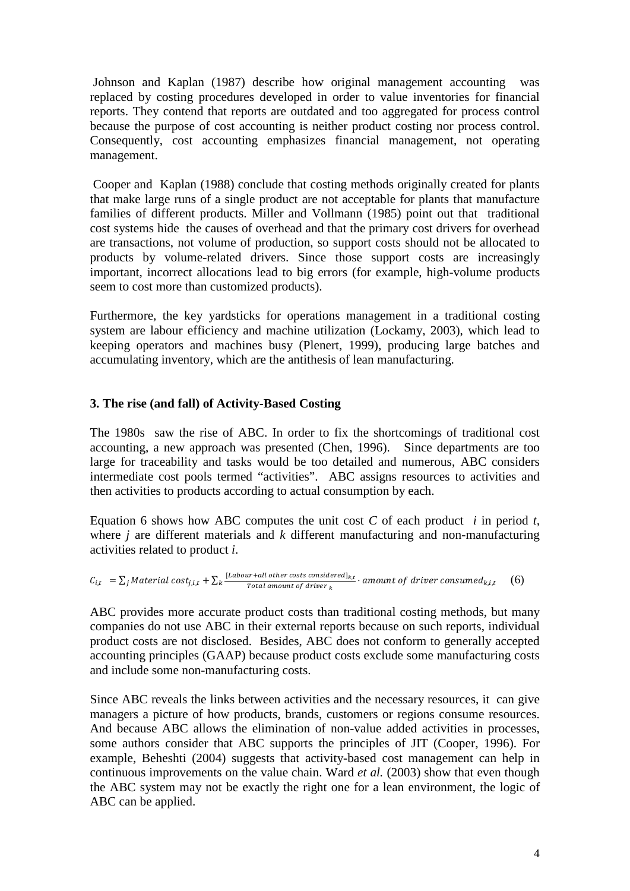Johnson and Kaplan (1987) describe how original management accounting was replaced by costing procedures developed in order to value inventories for financial reports. They contend that reports are outdated and too aggregated for process control because the purpose of cost accounting is neither product costing nor process control. Consequently, cost accounting emphasizes financial management, not operating management.

Cooper and Kaplan (1988) conclude that costing methods originally created for plants that make large runs of a single product are not acceptable for plants that manufacture families of different products. Miller and Vollmann (1985) point out that traditional cost systems hide the causes of overhead and that the primary cost drivers for overhead are transactions, not volume of production, so support costs should not be allocated to products by volume-related drivers. Since those support costs are increasingly important, incorrect allocations lead to big errors (for example, high-volume products seem to cost more than customized products).

Furthermore, the key yardsticks for operations management in a traditional costing system are labour efficiency and machine utilization (Lockamy, 2003), which lead to keeping operators and machines busy (Plenert, 1999), producing large batches and accumulating inventory, which are the antithesis of lean manufacturing.

## 3. The rise (and fall) of Activity-Based Costing

The 1980s saw the rise of ABC. In order to fix the shortcomings of traditional cost accounting, a new approach was presented (Chen, 1996). Since departments are too large for traceability and tasks would be too detailed and numerous, ABC considers intermediate cost pools termed "activities". ABC assigns resources to activities and then activities to products according to actual consumption by each.

Equation 6 shows how ABC computes the unit cost $C$ of each product $i$ in period $t$, where $j$ are different materials and $k$ different manufacturing and non-manufacturing activities related to product $i$.

$$C_{i,t} = \sum_j Material\ cost_{j,i,t} + \sum_k \frac{[Labour + all\ other\ costs\ considered]_{k,t}}{Total\ amount\ of\ driver_k} \cdot amount\ of\ driver\ consumed_{k,i,t} \qquad (6)$$

ABC provides more accurate product costs than traditional costing methods, but many companies do not use ABC in their external reports because on such reports, individual product costs are not disclosed. Besides, ABC does not conform to generally accepted accounting principles (GAAP) because product costs exclude some manufacturing costs and include some non-manufacturing costs.

Since ABC reveals the links between activities and the necessary resources, it can give managers a picture of how products, brands, customers or regions consume resources. And because ABC allows the elimination of non-value added activities in processes, some authors consider that ABC supports the principles of JIT (Cooper, 1996). For example, Beheshti (2004) suggests that activity-based cost management can help in continuous improvements on the value chain. Ward *et al.* (2003) show that even though the ABC system may not be exactly the right one for a lean environment, the logic of ABC can be applied.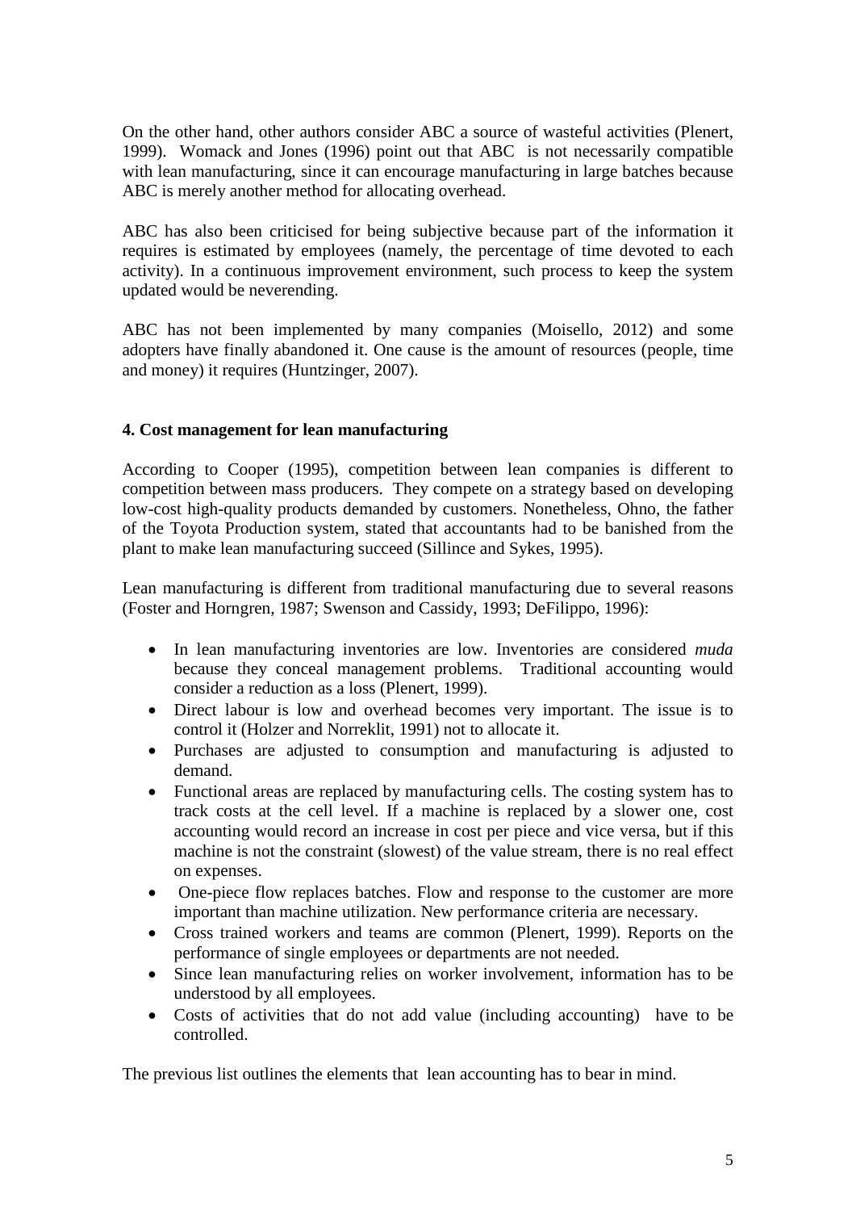On the other hand, other authors consider ABC a source of wasteful activities (Plenert, 1999). Womack and Jones (1996) point out that ABC is not necessarily compatible with lean manufacturing, since it can encourage manufacturing in large batches because ABC is merely another method for allocating overhead.

ABC has also been criticised for being subjective because part of the information it requires is estimated by employees (namely, the percentage of time devoted to each activity). In a continuous improvement environment, such process to keep the system updated would be neverending.

ABC has not been implemented by many companies (Moisello, 2012) and some adopters have finally abandoned it. One cause is the amount of resources (people, time and money) it requires (Huntzinger, 2007).

## 4. Cost management for lean manufacturing

According to Cooper (1995), competition between lean companies is different to competition between mass producers. They compete on a strategy based on developing low-cost high-quality products demanded by customers. Nonetheless, Ohno, the father of the Toyota Production system, stated that accountants had to be banished from the plant to make lean manufacturing succeed (Sillince and Sykes, 1995).

Lean manufacturing is different from traditional manufacturing due to several reasons (Foster and Horngren, 1987; Swenson and Cassidy, 1993; DeFilippo, 1996):

- In lean manufacturing inventories are low. Inventories are considered *muda* because they conceal management problems. Traditional accounting would consider a reduction as a loss (Plenert, 1999).
- Direct labour is low and overhead becomes very important. The issue is to control it (Holzer and Norreklit, 1991) not to allocate it.
- Purchases are adjusted to consumption and manufacturing is adjusted to demand.
- Functional areas are replaced by manufacturing cells. The costing system has to track costs at the cell level. If a machine is replaced by a slower one, cost accounting would record an increase in cost per piece and vice versa, but if this machine is not the constraint (slowest) of the value stream, there is no real effect on expenses.
- One-piece flow replaces batches. Flow and response to the customer are more important than machine utilization. New performance criteria are necessary.
- Cross trained workers and teams are common (Plenert, 1999). Reports on the performance of single employees or departments are not needed.
- Since lean manufacturing relies on worker involvement, information has to be understood by all employees.
- Costs of activities that do not add value (including accounting) have to be controlled.

The previous list outlines the elements that lean accounting has to bear in mind.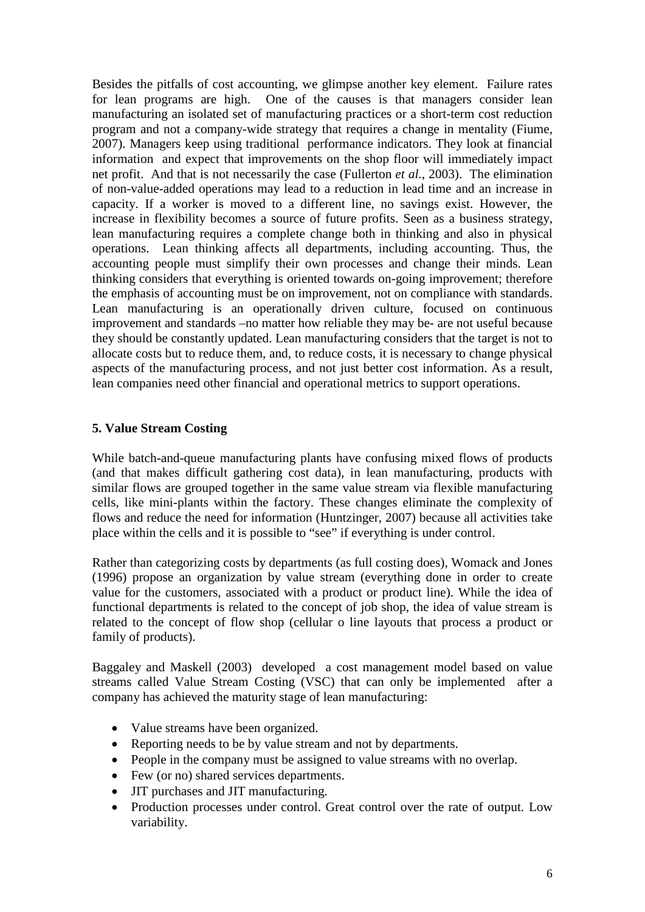Besides the pitfalls of cost accounting, we glimpse another key element. Failure rates for lean programs are high. One of the causes is that managers consider lean manufacturing an isolated set of manufacturing practices or a short-term cost reduction program and not a company-wide strategy that requires a change in mentality (Fiume, 2007). Managers keep using traditional performance indicators. They look at financial information and expect that improvements on the shop floor will immediately impact net profit. And that is not necessarily the case (Fullerton *et al.*, 2003). The elimination of non-value-added operations may lead to a reduction in lead time and an increase in capacity. If a worker is moved to a different line, no savings exist. However, the increase in flexibility becomes a source of future profits. Seen as a business strategy, lean manufacturing requires a complete change both in thinking and also in physical operations. Lean thinking affects all departments, including accounting. Thus, the accounting people must simplify their own processes and change their minds. Lean thinking considers that everything is oriented towards on-going improvement; therefore the emphasis of accounting must be on improvement, not on compliance with standards. Lean manufacturing is an operationally driven culture, focused on continuous improvement and standards –no matter how reliable they may be- are not useful because they should be constantly updated. Lean manufacturing considers that the target is not to allocate costs but to reduce them, and, to reduce costs, it is necessary to change physical aspects of the manufacturing process, and not just better cost information. As a result, lean companies need other financial and operational metrics to support operations.

## 5. Value Stream Costing

While batch-and-queue manufacturing plants have confusing mixed flows of products (and that makes difficult gathering cost data), in lean manufacturing, products with similar flows are grouped together in the same value stream via flexible manufacturing cells, like mini-plants within the factory. These changes eliminate the complexity of flows and reduce the need for information (Huntzinger, 2007) because all activities take place within the cells and it is possible to "see" if everything is under control.

Rather than categorizing costs by departments (as full costing does), Womack and Jones (1996) propose an organization by value stream (everything done in order to create value for the customers, associated with a product or product line). While the idea of functional departments is related to the concept of job shop, the idea of value stream is related to the concept of flow shop (cellular o line layouts that process a product or family of products).

Baggaley and Maskell (2003) developed a cost management model based on value streams called Value Stream Costing (VSC) that can only be implemented after a company has achieved the maturity stage of lean manufacturing:

- Value streams have been organized.
- Reporting needs to be by value stream and not by departments.
- People in the company must be assigned to value streams with no overlap.
- Few (or no) shared services departments.
- JIT purchases and JIT manufacturing.
- Production processes under control. Great control over the rate of output. Low variability.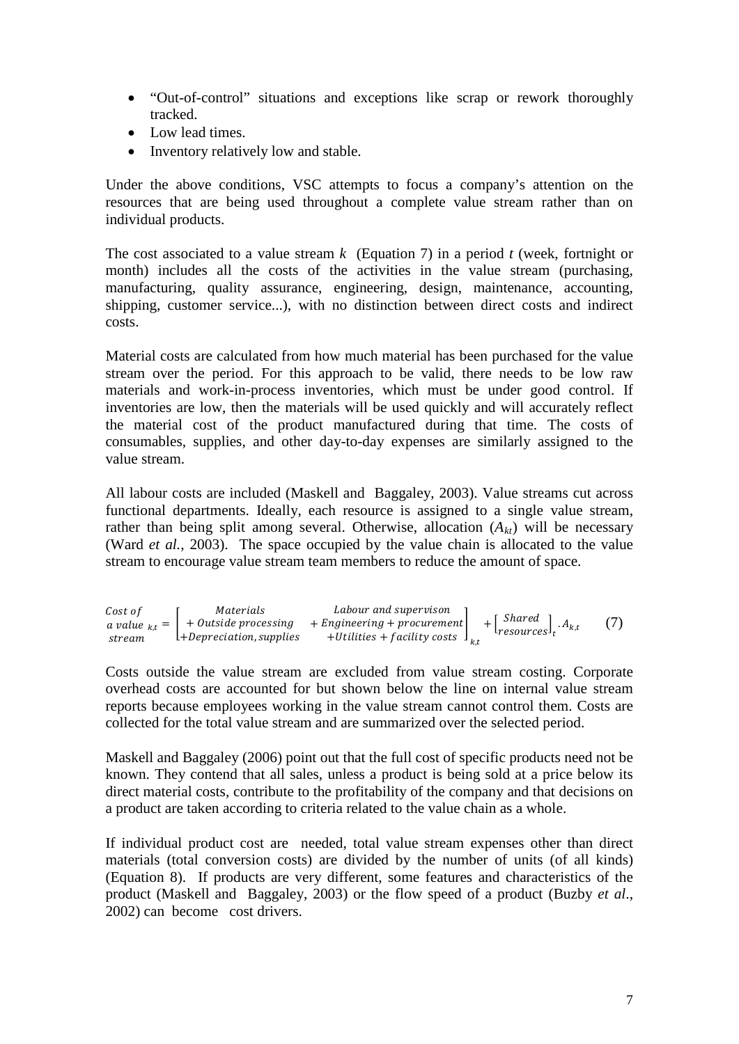- "Out-of-control" situations and exceptions like scrap or rework thoroughly tracked.
- Low lead times.
- Inventory relatively low and stable.

Under the above conditions, VSC attempts to focus a company's attention on the resources that are being used throughout a complete value stream rather than on individual products.

The cost associated to a value stream $k$ (Equation 7) in a period $t$ (week, fortnight or month) includes all the costs of the activities in the value stream (purchasing, manufacturing, quality assurance, engineering, design, maintenance, accounting, shipping, customer service...), with no distinction between direct costs and indirect costs.

Material costs are calculated from how much material has been purchased for the value stream over the period. For this approach to be valid, there needs to be low raw materials and work-in-process inventories, which must be under good control. If inventories are low, then the materials will be used quickly and will accurately reflect the material cost of the product manufactured during that time. The costs of consumables, supplies, and other day-to-day expenses are similarly assigned to the value stream.

All labour costs are included (Maskell and Baggaley, 2003). Value streams cut across functional departments. Ideally, each resource is assigned to a single value stream, rather than being split among several. Otherwise, allocation ($A_{kt}$) will be necessary (Ward *et al.*, 2003). The space occupied by the value chain is allocated to the value stream to encourage value stream team members to reduce the amount of space.

$$\begin{matrix} Cost\ of \\ a\ value \\ stream \end{matrix}_{k,t} = \begin{bmatrix} Materials & Labour\ and\ supervison \\ +\ Outside\ processing & +\ Engineering + procurement \\ + Depreciation, supplies & + Utilities + facility\ costs \end{bmatrix}_{k,t} + \begin{bmatrix} Shared \\ resources \end{bmatrix}_t . A_{k,t} \qquad (7)$$

Costs outside the value stream are excluded from value stream costing. Corporate overhead costs are accounted for but shown below the line on internal value stream reports because employees working in the value stream cannot control them. Costs are collected for the total value stream and are summarized over the selected period.

Maskell and Baggaley (2006) point out that the full cost of specific products need not be known. They contend that all sales, unless a product is being sold at a price below its direct material costs, contribute to the profitability of the company and that decisions on a product are taken according to criteria related to the value chain as a whole.

If individual product cost are needed, total value stream expenses other than direct materials (total conversion costs) are divided by the number of units (of all kinds) (Equation 8). If products are very different, some features and characteristics of the product (Maskell and Baggaley, 2003) or the flow speed of a product (Buzby *et al.*, 2002) can become cost drivers.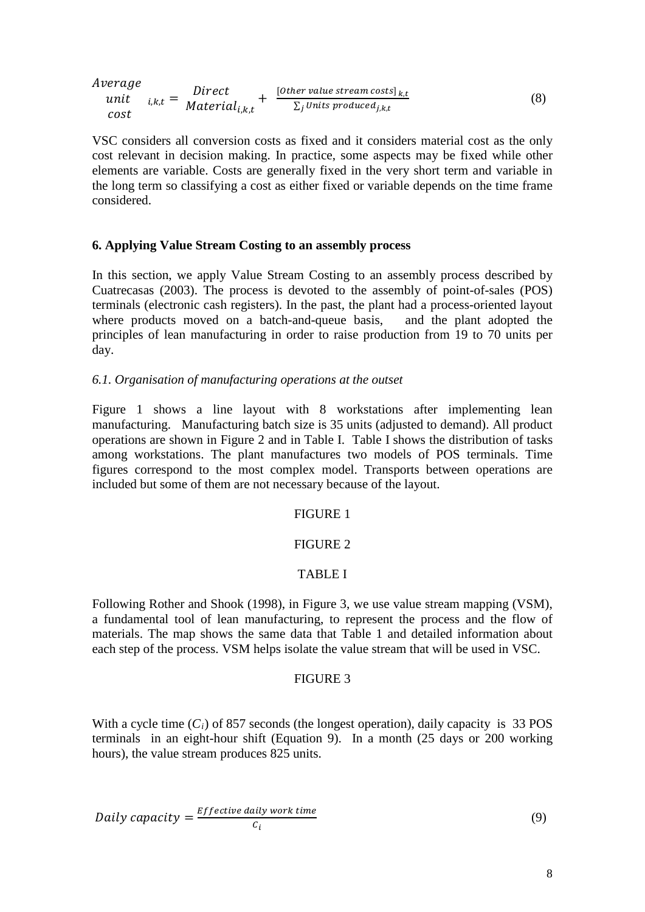$$\begin{matrix} Average \\ unit \\ cost \end{matrix}_{i,k,t} = \begin{matrix} Direct \\ Material_{i,k,t} \end{matrix} + \frac{[Other\ value\ stream\ costs]_{k,t}}{\sum_j Units\ produced_{j,k,t}} \tag{8}$$

VSC considers all conversion costs as fixed and it considers material cost as the only cost relevant in decision making. In practice, some aspects may be fixed while other elements are variable. Costs are generally fixed in the very short term and variable in the long term so classifying a cost as either fixed or variable depends on the time frame considered.

### 6. Applying Value Stream Costing to an assembly process

In this section, we apply Value Stream Costing to an assembly process described by Cuatrecasas (2003). The process is devoted to the assembly of point-of-sales (POS) terminals (electronic cash registers). In the past, the plant had a process-oriented layout where products moved on a batch-and-queue basis, and the plant adopted the principles of lean manufacturing in order to raise production from 19 to 70 units per day.

#### *6.1. Organisation of manufacturing operations at the outset*

Figure 1 shows a line layout with 8 workstations after implementing lean manufacturing. Manufacturing batch size is 35 units (adjusted to demand). All product operations are shown in Figure 2 and in Table I. Table I shows the distribution of tasks among workstations. The plant manufactures two models of POS terminals. Time figures correspond to the most complex model. Transports between operations are included but some of them are not necessary because of the layout.

FIGURE 1

FIGURE 2

TABLE I

Following Rother and Shook (1998), in Figure 3, we use value stream mapping (VSM), a fundamental tool of lean manufacturing, to represent the process and the flow of materials. The map shows the same data that Table 1 and detailed information about each step of the process. VSM helps isolate the value stream that will be used in VSC.

FIGURE 3

With a cycle time ($C_i$) of 857 seconds (the longest operation), daily capacity is 33 POS terminals in an eight-hour shift (Equation 9). In a month (25 days or 200 working hours), the value stream produces 825 units.

$$Daily\ capacity = \frac{Effective\ daily\ work\ time}{C_i} \tag{9}$$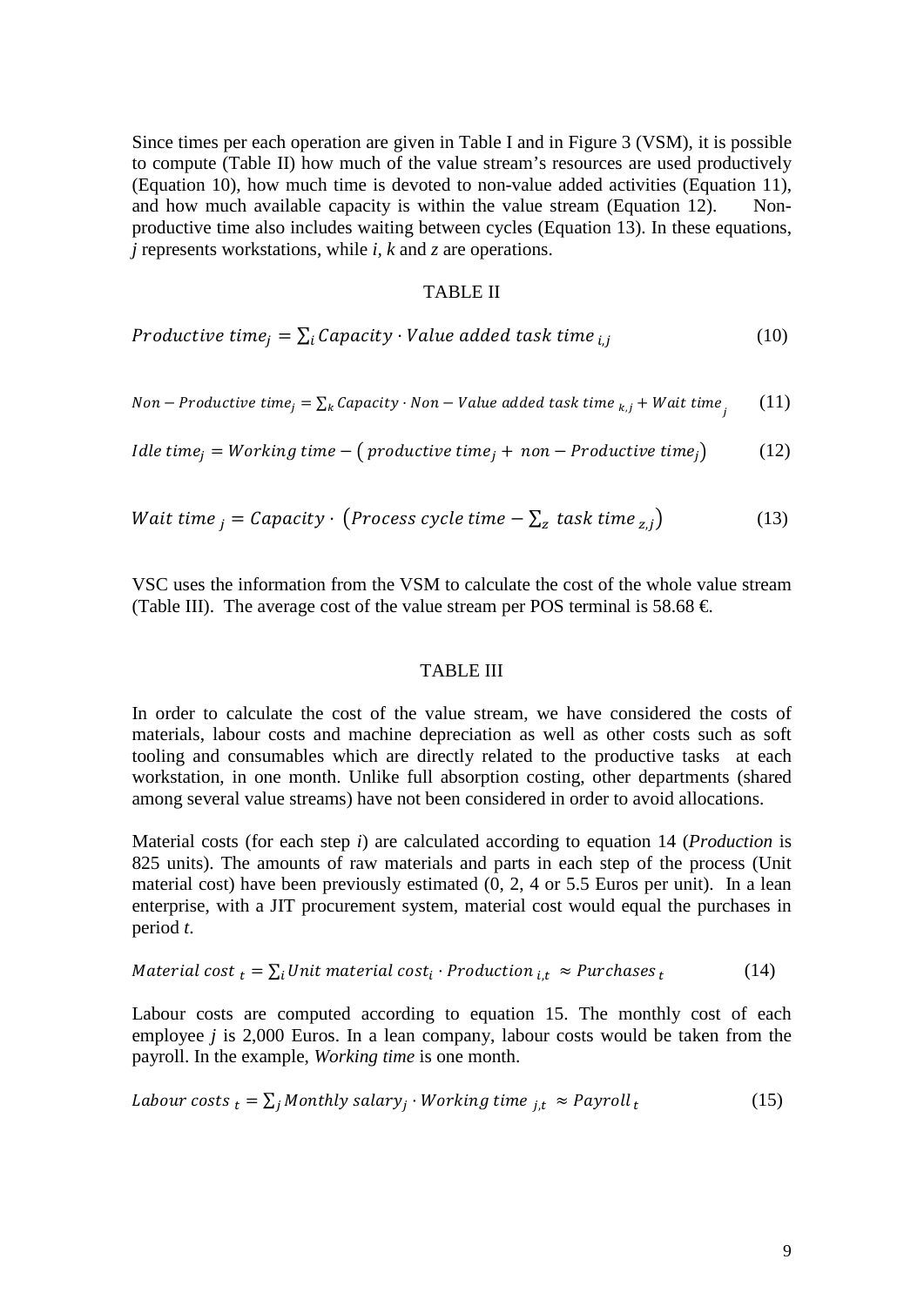Since times per each operation are given in Table I and in Figure 3 (VSM), it is possible to compute (Table II) how much of the value stream's resources are used productively (Equation 10), how much time is devoted to non-value added activities (Equation 11), and how much available capacity is within the value stream (Equation 12). Non-productive time also includes waiting between cycles (Equation 13). In these equations, *j* represents workstations, while *i*, *k* and *z* are operations.

TABLE II

$$Productive\ time_j = \sum_i Capacity \cdot Value\ added\ task\ time_{i,j} \tag{10}$$

$$Non-Productive\ time_j = \sum_k Capacity \cdot Non-Value\ added\ task\ time_{k,j} + Wait\ time_j \tag{11}$$

$$Idle\ time_j = Working\ time - \left(productive\ time_j + non-Productive\ time_j\right) \tag{12}$$

$$Wait\ time_j = Capacity \cdot \left(Process\ cycle\ time - \sum_z task\ time_{z,j}\right) \tag{13}$$

VSC uses the information from the VSM to calculate the cost of the whole value stream (Table III). The average cost of the value stream per POS terminal is 58.68 €.

TABLE III

In order to calculate the cost of the value stream, we have considered the costs of materials, labour costs and machine depreciation as well as other costs such as soft tooling and consumables which are directly related to the productive tasks at each workstation, in one month. Unlike full absorption costing, other departments (shared among several value streams) have not been considered in order to avoid allocations.

Material costs (for each step *i*) are calculated according to equation 14 (*Production* is 825 units). The amounts of raw materials and parts in each step of the process (Unit material cost) have been previously estimated (0, 2, 4 or 5.5 Euros per unit). In a lean enterprise, with a JIT procurement system, material cost would equal the purchases in period *t*.

$$Material\ cost_t = \sum_i Unit\ material\ cost_i \cdot Production_{i,t} \approx Purchases_t \tag{14}$$

Labour costs are computed according to equation 15. The monthly cost of each employee *j* is 2,000 Euros. In a lean company, labour costs would be taken from the payroll. In the example, *Working time* is one month.

$$Labour\ costs_t = \sum_j Monthly\ salary_j \cdot Working\ time_{j,t} \approx Payroll_t \tag{15}$$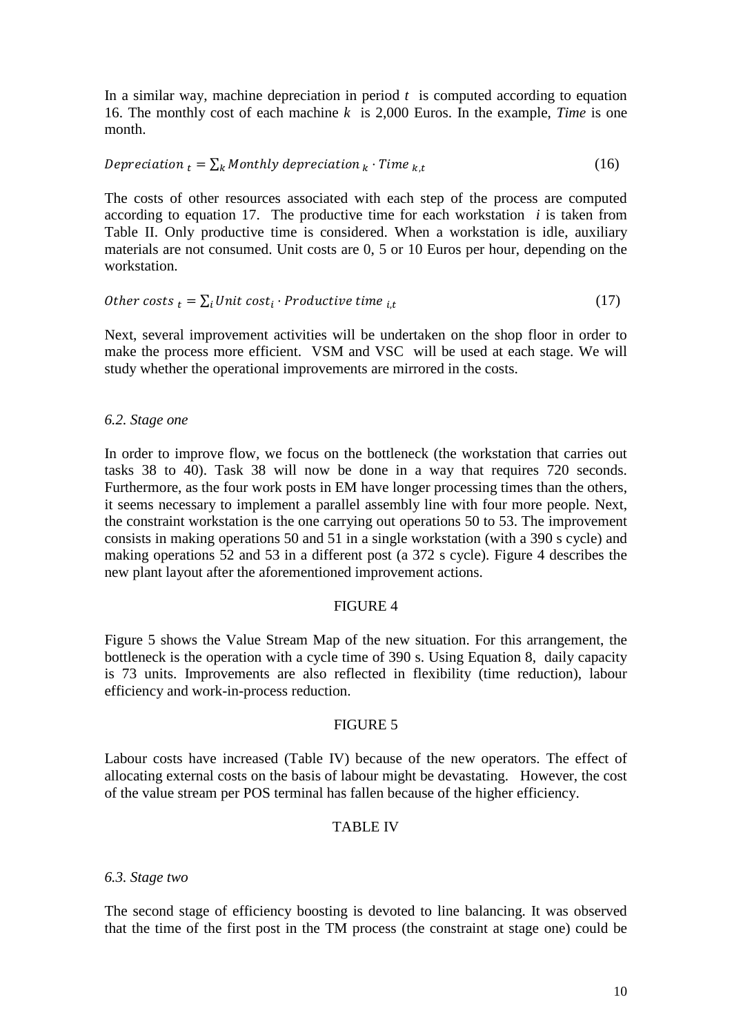In a similar way, machine depreciation in period $t$ is computed according to equation 16. The monthly cost of each machine $k$ is 2,000 Euros. In the example, *Time* is one month.

$$Depreciation_t = \sum_k Monthly\ depreciation_k \cdot Time_{k,t} \tag{16}$$

The costs of other resources associated with each step of the process are computed according to equation 17. The productive time for each workstation $i$ is taken from Table II. Only productive time is considered. When a workstation is idle, auxiliary materials are not consumed. Unit costs are 0, 5 or 10 Euros per hour, depending on the workstation.

$$Other\ costs_t = \sum_i Unit\ cost_i \cdot Productive\ time_{i,t} \tag{17}$$

Next, several improvement activities will be undertaken on the shop floor in order to make the process more efficient. VSM and VSC will be used at each stage. We will study whether the operational improvements are mirrored in the costs.

### *6.2. Stage one*

In order to improve flow, we focus on the bottleneck (the workstation that carries out tasks 38 to 40). Task 38 will now be done in a way that requires 720 seconds. Furthermore, as the four work posts in EM have longer processing times than the others, it seems necessary to implement a parallel assembly line with four more people. Next, the constraint workstation is the one carrying out operations 50 to 53. The improvement consists in making operations 50 and 51 in a single workstation (with a 390 s cycle) and making operations 52 and 53 in a different post (a 372 s cycle). Figure 4 describes the new plant layout after the aforementioned improvement actions.

FIGURE 4

Figure 5 shows the Value Stream Map of the new situation. For this arrangement, the bottleneck is the operation with a cycle time of 390 s. Using Equation 8, daily capacity is 73 units. Improvements are also reflected in flexibility (time reduction), labour efficiency and work-in-process reduction.

FIGURE 5

Labour costs have increased (Table IV) because of the new operators. The effect of allocating external costs on the basis of labour might be devastating. However, the cost of the value stream per POS terminal has fallen because of the higher efficiency.

TABLE IV

### *6.3. Stage two*

The second stage of efficiency boosting is devoted to line balancing. It was observed that the time of the first post in the TM process (the constraint at stage one) could be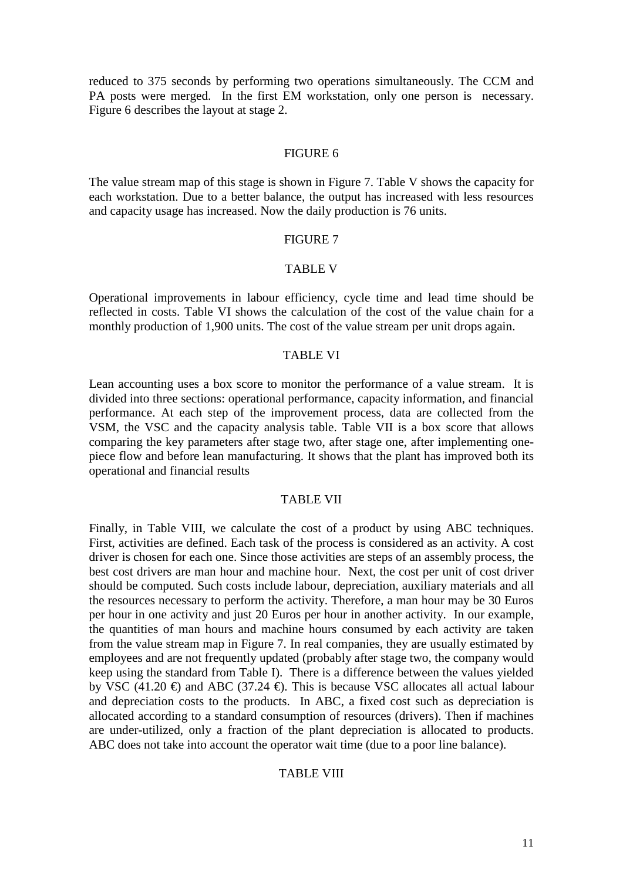reduced to 375 seconds by performing two operations simultaneously. The CCM and PA posts were merged. In the first EM workstation, only one person is necessary. Figure 6 describes the layout at stage 2.

FIGURE 6

The value stream map of this stage is shown in Figure 7. Table V shows the capacity for each workstation. Due to a better balance, the output has increased with less resources and capacity usage has increased. Now the daily production is 76 units.

FIGURE 7

TABLE V

Operational improvements in labour efficiency, cycle time and lead time should be reflected in costs. Table VI shows the calculation of the cost of the value chain for a monthly production of 1,900 units. The cost of the value stream per unit drops again.

TABLE VI

Lean accounting uses a box score to monitor the performance of a value stream. It is divided into three sections: operational performance, capacity information, and financial performance. At each step of the improvement process, data are collected from the VSM, the VSC and the capacity analysis table. Table VII is a box score that allows comparing the key parameters after stage two, after stage one, after implementing one-piece flow and before lean manufacturing. It shows that the plant has improved both its operational and financial results

TABLE VII

Finally, in Table VIII, we calculate the cost of a product by using ABC techniques. First, activities are defined. Each task of the process is considered as an activity. A cost driver is chosen for each one. Since those activities are steps of an assembly process, the best cost drivers are man hour and machine hour. Next, the cost per unit of cost driver should be computed. Such costs include labour, depreciation, auxiliary materials and all the resources necessary to perform the activity. Therefore, a man hour may be 30 Euros per hour in one activity and just 20 Euros per hour in another activity. In our example, the quantities of man hours and machine hours consumed by each activity are taken from the value stream map in Figure 7. In real companies, they are usually estimated by employees and are not frequently updated (probably after stage two, the company would keep using the standard from Table I). There is a difference between the values yielded by VSC (41.20 €) and ABC (37.24 €). This is because VSC allocates all actual labour and depreciation costs to the products. In ABC, a fixed cost such as depreciation is allocated according to a standard consumption of resources (drivers). Then if machines are under-utilized, only a fraction of the plant depreciation is allocated to products. ABC does not take into account the operator wait time (due to a poor line balance).

TABLE VIII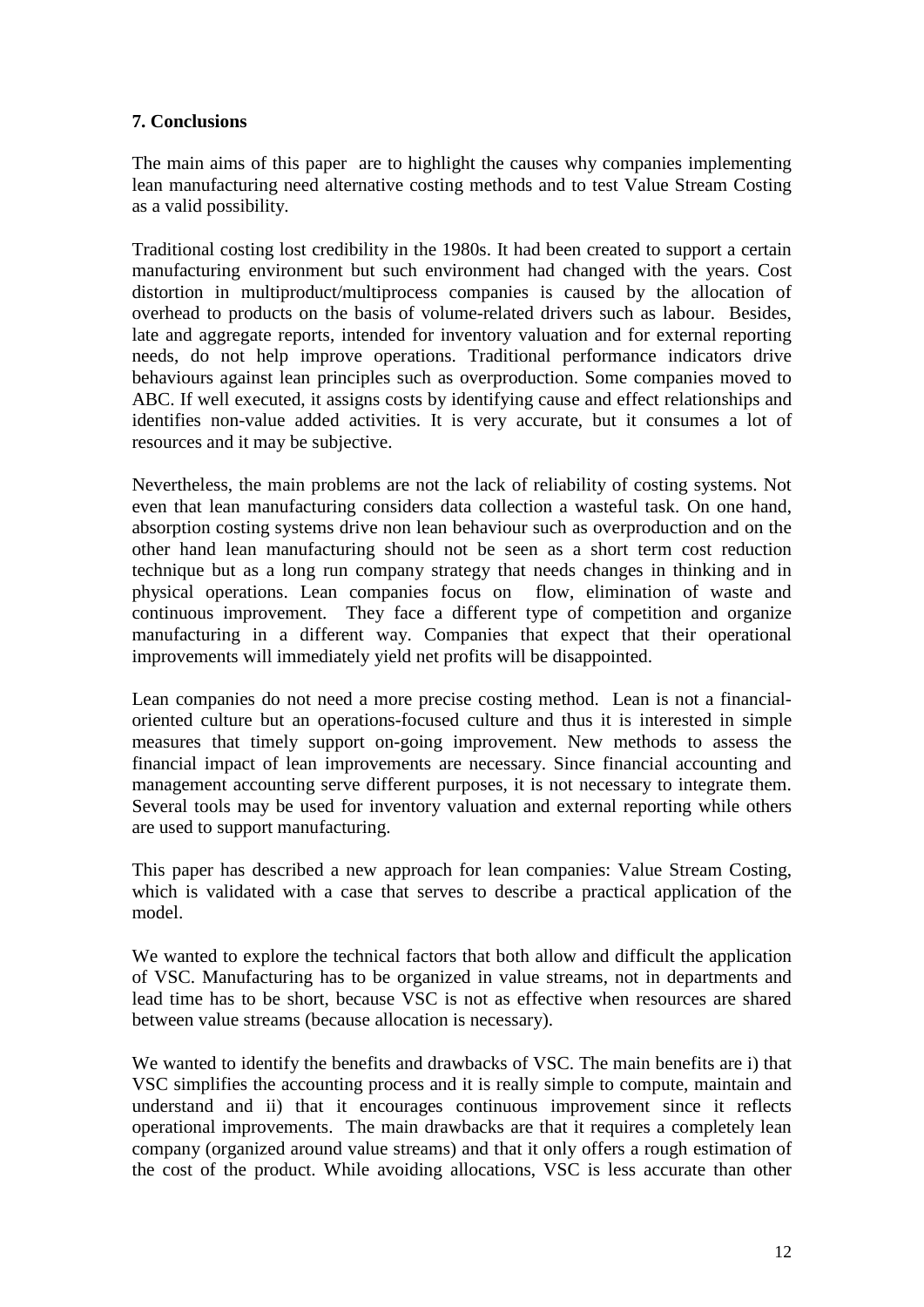## 7. Conclusions

The main aims of this paper are to highlight the causes why companies implementing lean manufacturing need alternative costing methods and to test Value Stream Costing as a valid possibility.

Traditional costing lost credibility in the 1980s. It had been created to support a certain manufacturing environment but such environment had changed with the years. Cost distortion in multiproduct/multiprocess companies is caused by the allocation of overhead to products on the basis of volume-related drivers such as labour. Besides, late and aggregate reports, intended for inventory valuation and for external reporting needs, do not help improve operations. Traditional performance indicators drive behaviours against lean principles such as overproduction. Some companies moved to ABC. If well executed, it assigns costs by identifying cause and effect relationships and identifies non-value added activities. It is very accurate, but it consumes a lot of resources and it may be subjective.

Nevertheless, the main problems are not the lack of reliability of costing systems. Not even that lean manufacturing considers data collection a wasteful task. On one hand, absorption costing systems drive non lean behaviour such as overproduction and on the other hand lean manufacturing should not be seen as a short term cost reduction technique but as a long run company strategy that needs changes in thinking and in physical operations. Lean companies focus on flow, elimination of waste and continuous improvement. They face a different type of competition and organize manufacturing in a different way. Companies that expect that their operational improvements will immediately yield net profits will be disappointed.

Lean companies do not need a more precise costing method. Lean is not a financial-oriented culture but an operations-focused culture and thus it is interested in simple measures that timely support on-going improvement. New methods to assess the financial impact of lean improvements are necessary. Since financial accounting and management accounting serve different purposes, it is not necessary to integrate them. Several tools may be used for inventory valuation and external reporting while others are used to support manufacturing.

This paper has described a new approach for lean companies: Value Stream Costing, which is validated with a case that serves to describe a practical application of the model.

We wanted to explore the technical factors that both allow and difficult the application of VSC. Manufacturing has to be organized in value streams, not in departments and lead time has to be short, because VSC is not as effective when resources are shared between value streams (because allocation is necessary).

We wanted to identify the benefits and drawbacks of VSC. The main benefits are i) that VSC simplifies the accounting process and it is really simple to compute, maintain and understand and ii) that it encourages continuous improvement since it reflects operational improvements. The main drawbacks are that it requires a completely lean company (organized around value streams) and that it only offers a rough estimation of the cost of the product. While avoiding allocations, VSC is less accurate than other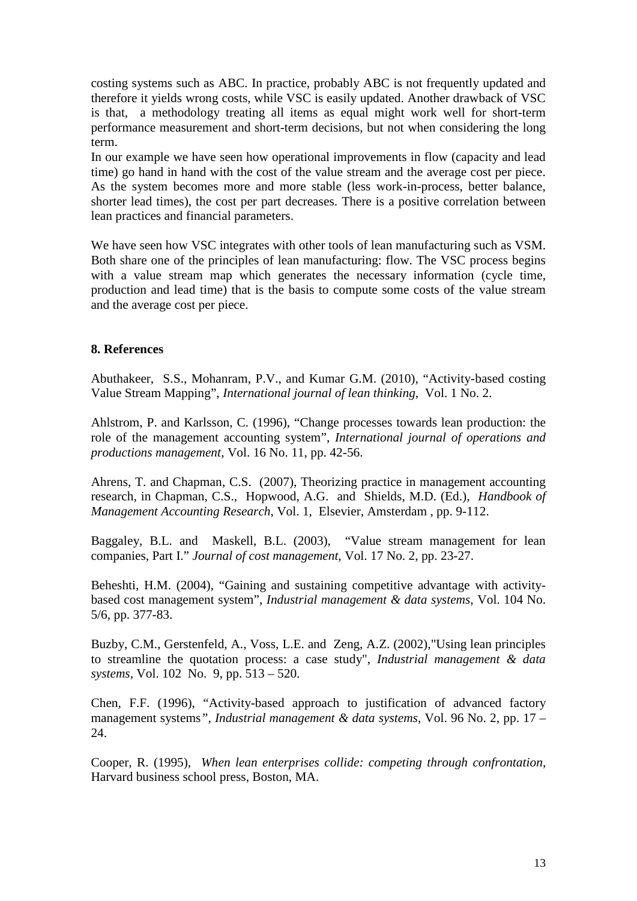costing systems such as ABC. In practice, probably ABC is not frequently updated and therefore it yields wrong costs, while VSC is easily updated. Another drawback of VSC is that, a methodology treating all items as equal might work well for short-term performance measurement and short-term decisions, but not when considering the long term.

In our example we have seen how operational improvements in flow (capacity and lead time) go hand in hand with the cost of the value stream and the average cost per piece. As the system becomes more and more stable (less work-in-process, better balance, shorter lead times), the cost per part decreases. There is a positive correlation between lean practices and financial parameters.

We have seen how VSC integrates with other tools of lean manufacturing such as VSM. Both share one of the principles of lean manufacturing: flow. The VSC process begins with a value stream map which generates the necessary information (cycle time, production and lead time) that is the basis to compute some costs of the value stream and the average cost per piece.

## 8. References

Abuthakeer, S.S., Mohanram, P.V., and Kumar G.M. (2010), "Activity-based costing Value Stream Mapping", *International journal of lean thinking*, Vol. 1 No. 2.

Ahlstrom, P. and Karlsson, C. (1996), "Change processes towards lean production: the role of the management accounting system", *International journal of operations and productions management*, Vol. 16 No. 11, pp. 42-56.

Ahrens, T. and Chapman, C.S. (2007), Theorizing practice in management accounting research, in Chapman, C.S., Hopwood, A.G. and Shields, M.D. (Ed.), *Handbook of Management Accounting Research*, Vol. 1, Elsevier, Amsterdam , pp. 9-112.

Baggaley, B.L. and Maskell, B.L. (2003), "Value stream management for lean companies, Part I." *Journal of cost management*, Vol. 17 No. 2, pp. 23-27.

Beheshti, H.M. (2004), "Gaining and sustaining competitive advantage with activity-based cost management system", *Industrial management & data systems*, Vol. 104 No. 5/6, pp. 377-83.

Buzby, C.M., Gerstenfeld, A., Voss, L.E. and Zeng, A.Z. (2002),"Using lean principles to streamline the quotation process: a case study", *Industrial management & data systems*, Vol. 102 No. 9, pp. 513 – 520.

Chen, F.F. (1996), "Activity-based approach to justification of advanced factory management systems", *Industrial management & data systems*, Vol. 96 No. 2, pp. 17 – 24.

Cooper, R. (1995), *When lean enterprises collide: competing through confrontation*, Harvard business school press, Boston, MA.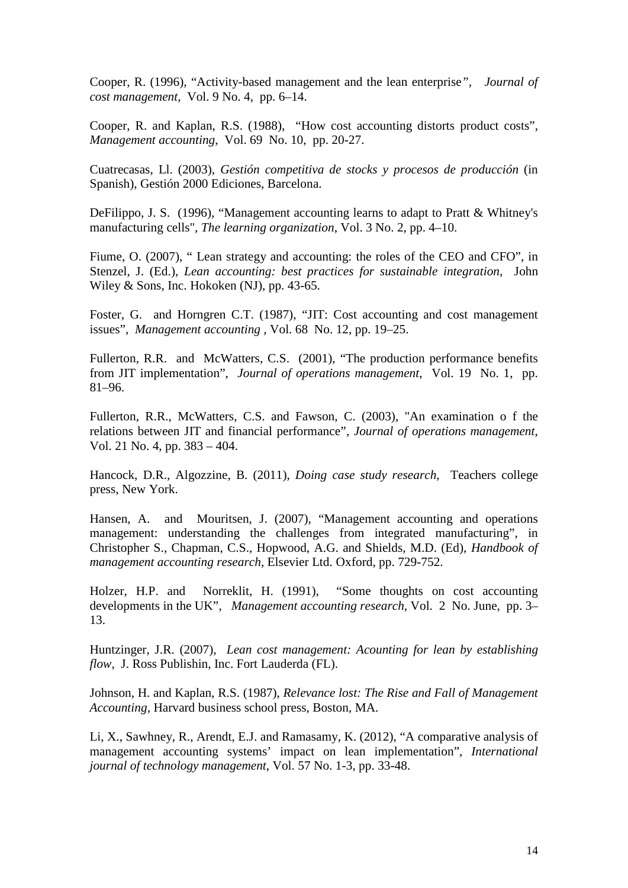Cooper, R. (1996), “Activity-based management and the lean enterprise”, *Journal of cost management*, Vol. 9 No. 4, pp. 6–14.

Cooper, R. and Kaplan, R.S. (1988), “How cost accounting distorts product costs”, *Management accounting*, Vol. 69 No. 10, pp. 20-27.

Cuatrecasas, Ll. (2003), *Gestión competitiva de stocks y procesos de producción* (in Spanish), Gestión 2000 Ediciones, Barcelona.

DeFilippo, J. S. (1996), “Management accounting learns to adapt to Pratt & Whitney's manufacturing cells", *The learning organization*, Vol. 3 No. 2, pp. 4–10.

Fiume, O. (2007), “ Lean strategy and accounting: the roles of the CEO and CFO”, in Stenzel, J. (Ed.), *Lean accounting: best practices for sustainable integration*, John Wiley & Sons, Inc. Hokoken (NJ), pp. 43-65.

Foster, G. and Horngren C.T. (1987), “JIT: Cost accounting and cost management issues”, *Management accounting* , Vol. 68 No. 12, pp. 19–25.

Fullerton, R.R. and McWatters, C.S. (2001), “The production performance benefits from JIT implementation”, *Journal of operations management*, Vol. 19 No. 1, pp. 81–96.

Fullerton, R.R., McWatters, C.S. and Fawson, C. (2003), "An examination o f the relations between JIT and financial performance”, *Journal of operations management*, Vol. 21 No. 4, pp. 383 – 404.

Hancock, D.R., Algozzine, B. (2011), *Doing case study research*, Teachers college press, New York.

Hansen, A. and Mouritsen, J. (2007), “Management accounting and operations management: understanding the challenges from integrated manufacturing”, in Christopher S., Chapman, C.S., Hopwood, A.G. and Shields, M.D. (Ed), *Handbook of management accounting research*, Elsevier Ltd. Oxford, pp. 729-752.

Holzer, H.P. and Norreklit, H. (1991), “Some thoughts on cost accounting developments in the UK”, *Management accounting research*, Vol. 2 No. June, pp. 3–13.

Huntzinger, J.R. (2007), *Lean cost management: Acounting for lean by establishing flow*, J. Ross Publishin, Inc. Fort Lauderda (FL).

Johnson, H. and Kaplan, R.S. (1987), *Relevance lost: The Rise and Fall of Management Accounting*, Harvard business school press, Boston, MA.

Li, X., Sawhney, R., Arendt, E.J. and Ramasamy, K. (2012), “A comparative analysis of management accounting systems’ impact on lean implementation”, *International journal of technology management*, Vol. 57 No. 1-3, pp. 33-48.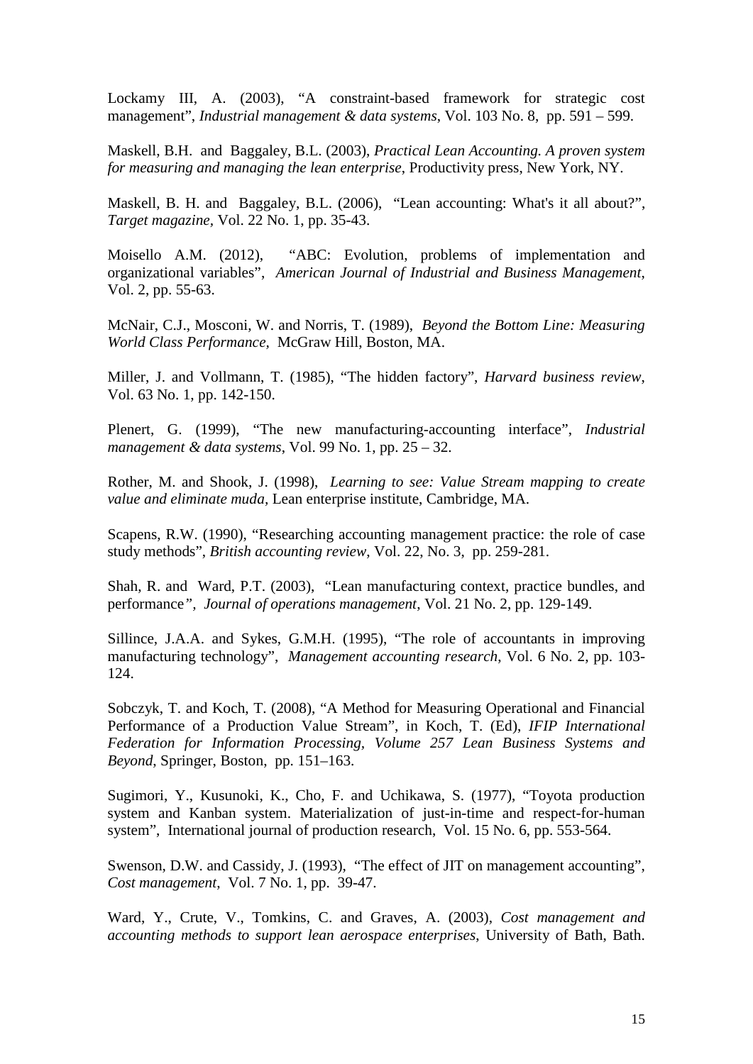Lockamy III, A. (2003), "A constraint-based framework for strategic cost management", *Industrial management & data systems*, Vol. 103 No. 8, pp. 591 – 599.

Maskell, B.H. and Baggaley, B.L. (2003), *Practical Lean Accounting. A proven system for measuring and managing the lean enterprise*, Productivity press, New York, NY.

Maskell, B. H. and Baggaley, B.L. (2006), "Lean accounting: What's it all about?", *Target magazine*, Vol. 22 No. 1, pp. 35-43.

Moisello A.M. (2012), "ABC: Evolution, problems of implementation and organizational variables", *American Journal of Industrial and Business Management*, Vol. 2, pp. 55-63.

McNair, C.J., Mosconi, W. and Norris, T. (1989), *Beyond the Bottom Line: Measuring World Class Performance,* McGraw Hill, Boston, MA.

Miller, J. and Vollmann, T. (1985), "The hidden factory", *Harvard business review*, Vol. 63 No. 1, pp. 142-150.

Plenert, G. (1999), "The new manufacturing-accounting interface", *Industrial management & data systems*, Vol. 99 No. 1, pp. 25 – 32.

Rother, M. and Shook, J. (1998), *Learning to see: Value Stream mapping to create value and eliminate muda*, Lean enterprise institute, Cambridge, MA.

Scapens, R.W. (1990), "Researching accounting management practice: the role of case study methods", *British accounting review*, Vol. 22, No. 3, pp. 259-281.

Shah, R. and Ward, P.T. (2003), "Lean manufacturing context, practice bundles, and performance", *Journal of operations management*, Vol. 21 No. 2, pp. 129-149.

Sillince, J.A.A. and Sykes, G.M.H. (1995), "The role of accountants in improving manufacturing technology", *Management accounting research*, Vol. 6 No. 2, pp. 103-124.

Sobczyk, T. and Koch, T. (2008), "A Method for Measuring Operational and Financial Performance of a Production Value Stream", in Koch, T. (Ed), *IFIP International Federation for Information Processing, Volume 257 Lean Business Systems and Beyond*, Springer, Boston, pp. 151–163.

Sugimori, Y., Kusunoki, K., Cho, F. and Uchikawa, S. (1977), "Toyota production system and Kanban system. Materialization of just-in-time and respect-for-human system", International journal of production research, Vol. 15 No. 6, pp. 553-564.

Swenson, D.W. and Cassidy, J. (1993), "The effect of JIT on management accounting", *Cost management*, Vol. 7 No. 1, pp. 39-47.

Ward, Y., Crute, V., Tomkins, C. and Graves, A. (2003), *Cost management and accounting methods to support lean aerospace enterprises*, University of Bath, Bath.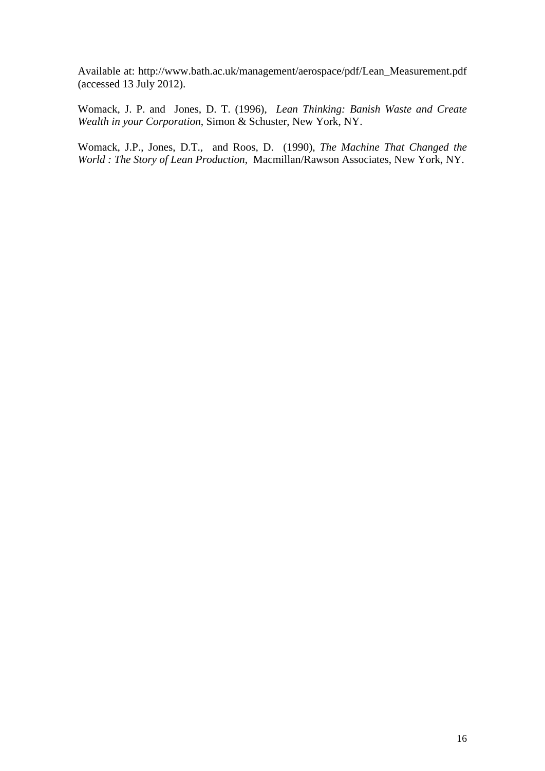Available at: http://www.bath.ac.uk/management/aerospace/pdf/Lean_Measurement.pdf (accessed 13 July 2012).

Womack, J. P. and Jones, D. T. (1996), *Lean Thinking: Banish Waste and Create Wealth in your Corporation*, Simon & Schuster, New York, NY.

Womack, J.P., Jones, D.T., and Roos, D. (1990), *The Machine That Changed the World : The Story of Lean Production*, Macmillan/Rawson Associates, New York, NY.